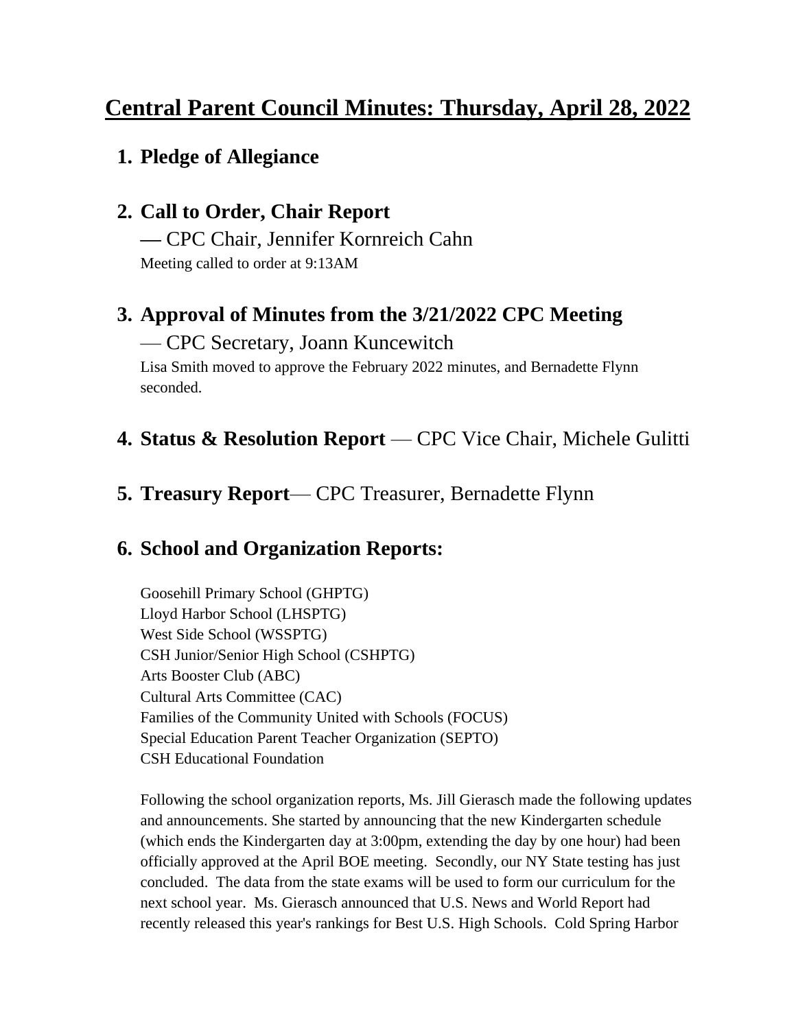# Central Parent Council Minutes: Thursday, April 28, 2022

1. **Pledge of Allegiance**

2. **Call to Order, Chair Report**
   — CPC Chair, Jennifer Kornreich Cahn
   Meeting called to order at 9:13AM

3. **Approval of Minutes from the 3/21/2022 CPC Meeting**
   — CPC Secretary, Joann Kuncewitch
   Lisa Smith moved to approve the February 2022 minutes, and Bernadette Flynn seconded.

4. **Status & Resolution Report** — CPC Vice Chair, Michele Gulitti

5. **Treasury Report**— CPC Treasurer, Bernadette Flynn

6. **School and Organization Reports:**

   Goosehill Primary School (GHPTG)
   Lloyd Harbor School (LHSPTG)
   West Side School (WSSPTG)
   CSH Junior/Senior High School (CSHPTG)
   Arts Booster Club (ABC)
   Cultural Arts Committee (CAC)
   Families of the Community United with Schools (FOCUS)
   Special Education Parent Teacher Organization (SEPTO)
   CSH Educational Foundation

   Following the school organization reports, Ms. Jill Gierasch made the following updates and announcements. She started by announcing that the new Kindergarten schedule (which ends the Kindergarten day at 3:00pm, extending the day by one hour) had been officially approved at the April BOE meeting. Secondly, our NY State testing has just concluded. The data from the state exams will be used to form our curriculum for the next school year. Ms. Gierasch announced that U.S. News and World Report had recently released this year's rankings for Best U.S. High Schools. Cold Spring Harbor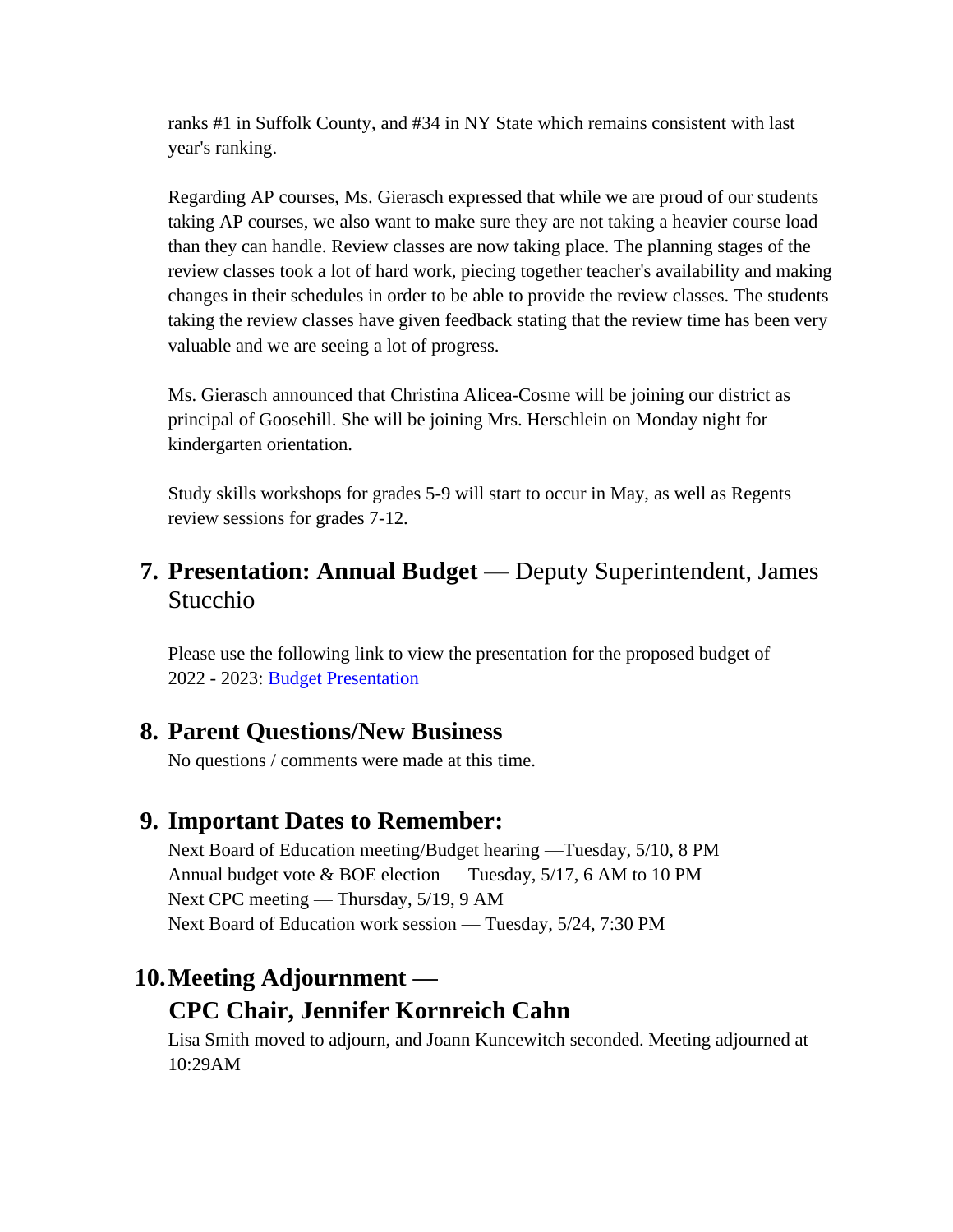ranks #1 in Suffolk County, and #34 in NY State which remains consistent with last year's ranking.

Regarding AP courses, Ms. Gierasch expressed that while we are proud of our students taking AP courses, we also want to make sure they are not taking a heavier course load than they can handle. Review classes are now taking place. The planning stages of the review classes took a lot of hard work, piecing together teacher's availability and making changes in their schedules in order to be able to provide the review classes. The students taking the review classes have given feedback stating that the review time has been very valuable and we are seeing a lot of progress.

Ms. Gierasch announced that Christina Alicea-Cosme will be joining our district as principal of Goosehill. She will be joining Mrs. Herschlein on Monday night for kindergarten orientation.

Study skills workshops for grades 5-9 will start to occur in May, as well as Regents review sessions for grades 7-12.

## 7. **Presentation: Annual Budget** — Deputy Superintendent, James Stucchio

Please use the following link to view the presentation for the proposed budget of 2022 - 2023: [Budget Presentation]

## 8. Parent Questions/New Business

No questions / comments were made at this time.

## 9. Important Dates to Remember:

Next Board of Education meeting/Budget hearing —Tuesday, 5/10, 8 PM
Annual budget vote & BOE election — Tuesday, 5/17, 6 AM to 10 PM
Next CPC meeting — Thursday, 5/19, 9 AM
Next Board of Education work session — Tuesday, 5/24, 7:30 PM

## 10. Meeting Adjournment — CPC Chair, Jennifer Kornreich Cahn

Lisa Smith moved to adjourn, and Joann Kuncewitch seconded. Meeting adjourned at 10:29AM